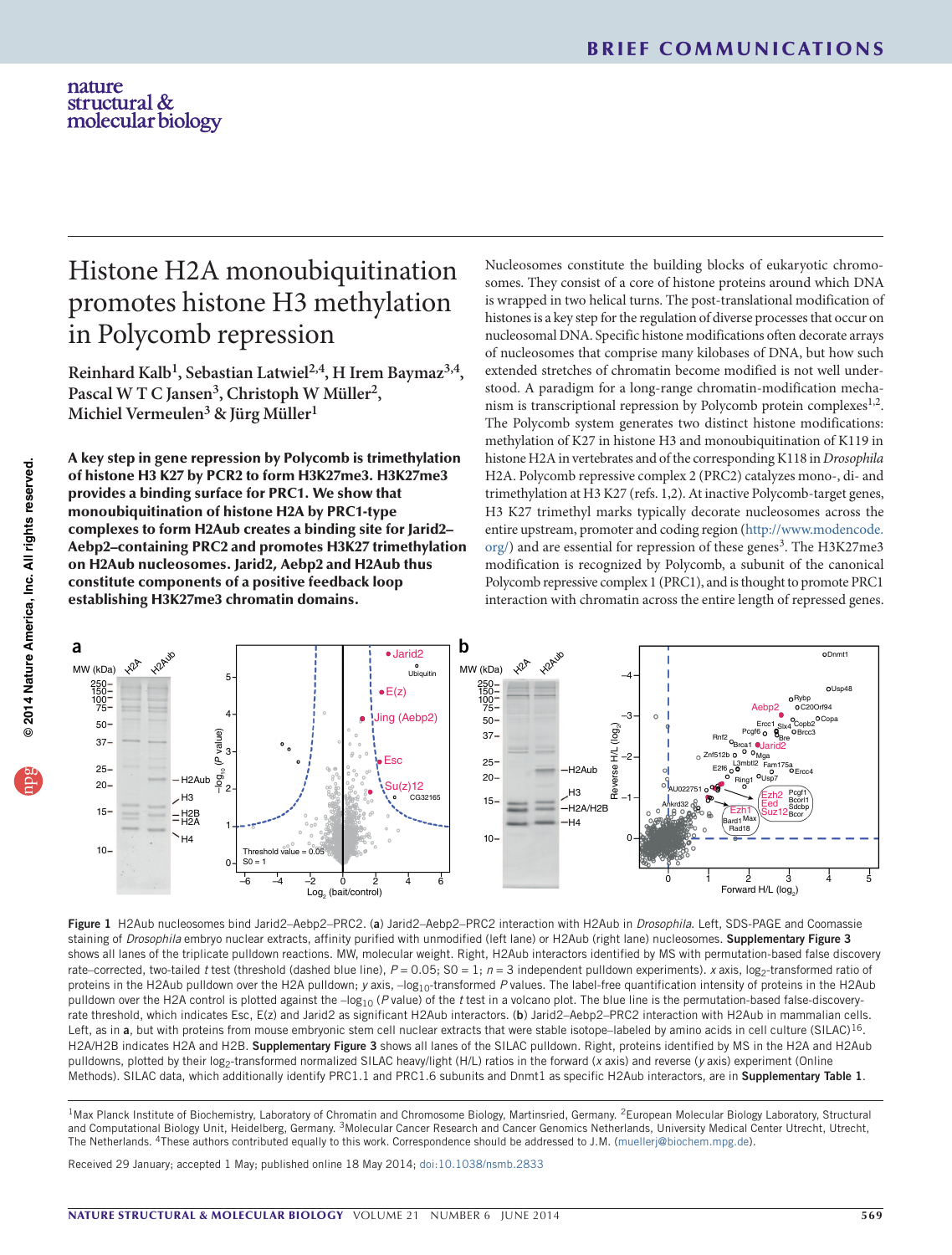# Histone H2A monoubiquitination promotes histone H3 methylation in Polycomb repression

Reinhard Kalb[1], Sebastian Latwiel[2,4], H Irem Baymaz[3,4], Pascal W T C Jansen[3], Christoph W Müller[2], Michiel Vermeulen[3] & Jürg Müller[1]

**A key step in gene repression by Polycomb is trimethylation of histone H3 K27 by PCR2 to form H3K27me3. H3K27me3 provides a binding surface for PRC1. We show that monoubiquitination of histone H2A by PRC1-type complexes to form H2Aub creates a binding site for Jarid2–Aebp2–containing PRC2 and promotes H3K27 trimethylation on H2Aub nucleosomes. Jarid2, Aebp2 and H2Aub thus constitute components of a positive feedback loop establishing H3K27me3 chromatin domains.**

Nucleosomes constitute the building blocks of eukaryotic chromosomes. They consist of a core of histone proteins around which DNA is wrapped in two helical turns. The post-translational modification of histones is a key step for the regulation of diverse processes that occur on nucleosomal DNA. Specific histone modifications often decorate arrays of nucleosomes that comprise many kilobases of DNA, but how such extended stretches of chromatin become modified is not well understood. A paradigm for a long-range chromatin-modification mechanism is transcriptional repression by Polycomb protein complexes[1,2]. The Polycomb system generates two distinct histone modifications: methylation of K27 in histone H3 and monoubiquitination of K119 in histone H2A in vertebrates and of the corresponding K118 in *Drosophila* H2A. Polycomb repressive complex 2 (PRC2) catalyzes mono-, di- and trimethylation at H3 K27 (refs. 1,2). At inactive Polycomb-target genes, H3 K27 trimethyl marks typically decorate nucleosomes across the entire upstream, promoter and coding region (http://www.modencode.org/) and are essential for repression of these genes[3]. The H3K27me3 modification is recognized by Polycomb, a subunit of the canonical Polycomb repressive complex 1 (PRC1), and is thought to promote PRC1 interaction with chromatin across the entire length of repressed genes.

**Figure 1** H2Aub nucleosomes bind Jarid2–Aebp2–PRC2. (**a**) Jarid2–Aebp2–PRC2 interaction with H2Aub in *Drosophila*. Left, SDS-PAGE and Coomassie staining of *Drosophila* embryo nuclear extracts, affinity purified with unmodified (left lane) or H2Aub (right lane) nucleosomes. **Supplementary Figure 3** shows all lanes of the triplicate pulldown reactions. MW, molecular weight. Right, H2Aub interactors identified by MS with permutation-based false discovery rate–corrected, two-tailed *t* test (threshold (dashed blue line), $P = 0.05$; $S0 = 1$; $n = 3$ independent pulldown experiments). *x* axis, $\log_2$-transformed ratio of proteins in the H2Aub pulldown over the H2A pulldown; *y* axis, $-\log_{10}$-transformed *P* values. The label-free quantification intensity of proteins in the H2Aub pulldown over the H2A control is plotted against the $-\log_{10}$ (*P* value) of the *t* test in a volcano plot. The blue line is the permutation-based false-discovery-rate threshold, which indicates Esc, E(z) and Jarid2 as significant H2Aub interactors. (**b**) Jarid2–Aebp2–PRC2 interaction with H2Aub in mammalian cells. Left, as in **a**, but with proteins from mouse embryonic stem cell nuclear extracts that were stable isotope–labeled by amino acids in cell culture (SILAC)[16]. H2A/H2B indicates H2A and H2B. **Supplementary Figure 3** shows all lanes of the SILAC pulldown. Right, proteins identified by MS in the H2A and H2Aub pulldowns, plotted by their $\log_2$-transformed normalized SILAC heavy/light (H/L) ratios in the forward (*x* axis) and reverse (*y* axis) experiment (Online Methods). SILAC data, which additionally identify PRC1.1 and PRC1.6 subunits and Dnmt1 as specific H2Aub interactors, are in **Supplementary Table 1**.

[1]Max Planck Institute of Biochemistry, Laboratory of Chromatin and Chromosome Biology, Martinsried, Germany. [2]European Molecular Biology Laboratory, Structural and Computational Biology Unit, Heidelberg, Germany. [3]Molecular Cancer Research and Cancer Genomics Netherlands, University Medical Center Utrecht, Utrecht, The Netherlands. [4]These authors contributed equally to this work. Correspondence should be addressed to J.M. (muellerj@biochem.mpg.de).

Received 29 January; accepted 1 May; published online 18 May 2014; doi:10.1038/nsmb.2833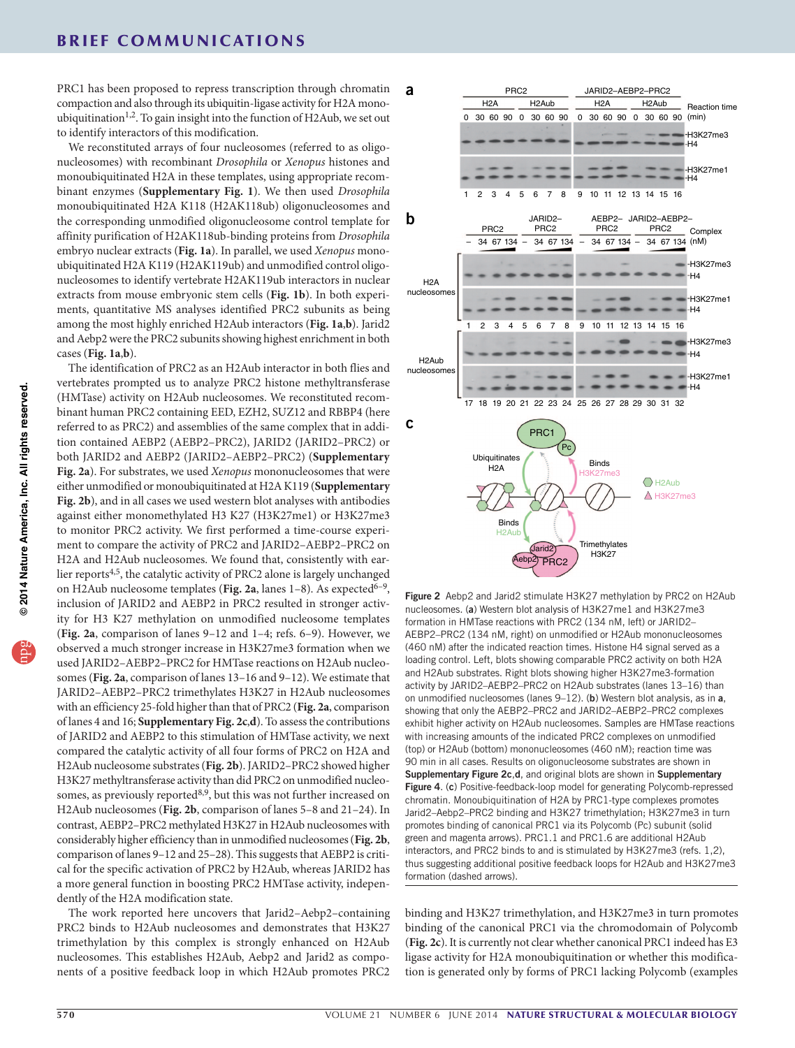PRC1 has been proposed to repress transcription through chromatin compaction and also through its ubiquitin-ligase activity for H2A monoubiquitination[1,2]. To gain insight into the function of H2Aub, we set out to identify interactors of this modification.

We reconstituted arrays of four nucleosomes (referred to as oligonucleosomes) with recombinant *Drosophila* or *Xenopus* histones and monoubiquitinated H2A in these templates, using appropriate recombinant enzymes (**Supplementary Fig. 1**). We then used *Drosophila* monoubiquitinated H2A K118 (H2AK118ub) oligonucleosomes and the corresponding unmodified oligonucleosome control template for affinity purification of H2AK118ub-binding proteins from *Drosophila* embryo nuclear extracts (**Fig. 1a**). In parallel, we used *Xenopus* monoubiquitinated H2A K119 (H2AK119ub) and unmodified control oligonucleosomes to identify vertebrate H2AK119ub interactors in nuclear extracts from mouse embryonic stem cells (**Fig. 1b**). In both experiments, quantitative MS analyses identified PRC2 subunits as being among the most highly enriched H2Aub interactors (**Fig. 1a**,**b**). Jarid2 and Aebp2 were the PRC2 subunits showing highest enrichment in both cases (**Fig. 1a**,**b**).

The identification of PRC2 as an H2Aub interactor in both flies and vertebrates prompted us to analyze PRC2 histone methyltransferase (HMTase) activity on H2Aub nucleosomes. We reconstituted recombinant human PRC2 containing EED, EZH2, SUZ12 and RBBP4 (here referred to as PRC2) and assemblies of the same complex that in addition contained AEBP2 (AEBP2–PRC2), JARID2 (JARID2–PRC2) or both JARID2 and AEBP2 (JARID2–AEBP2–PRC2) (**Supplementary Fig. 2a**). For substrates, we used *Xenopus* mononucleosomes that were either unmodified or monoubiquitinated at H2A K119 (**Supplementary Fig. 2b**), and in all cases we used western blot analyses with antibodies against either monomethylated H3 K27 (H3K27me1) or H3K27me3 to monitor PRC2 activity. We first performed a time-course experiment to compare the activity of PRC2 and JARID2–AEBP2–PRC2 on H2A and H2Aub nucleosomes. We found that, consistently with earlier reports[4,5], the catalytic activity of PRC2 alone is largely unchanged on H2Aub nucleosome templates (**Fig. 2a**, lanes 1–8). As expected[6–9], inclusion of JARID2 and AEBP2 in PRC2 resulted in stronger activity for H3 K27 methylation on unmodified nucleosome templates (**Fig. 2a**, comparison of lanes 9–12 and 1–4; refs. 6–9). However, we observed a much stronger increase in H3K27me3 formation when we used JARID2–AEBP2–PRC2 for HMTase reactions on H2Aub nucleosomes (**Fig. 2a**, comparison of lanes 13–16 and 9–12). We estimate that JARID2–AEBP2–PRC2 trimethylates H3K27 in H2Aub nucleosomes with an efficiency 25-fold higher than that of PRC2 (**Fig. 2a**, comparison of lanes 4 and 16; **Supplementary Fig. 2c**,**d**). To assess the contributions of JARID2 and AEBP2 to this stimulation of HMTase activity, we next compared the catalytic activity of all four forms of PRC2 on H2A and H2Aub nucleosome substrates (**Fig. 2b**). JARID2–PRC2 showed higher H3K27 methyltransferase activity than did PRC2 on unmodified nucleosomes, as previously reported[8,9], but this was not further increased on H2Aub nucleosomes (**Fig. 2b**, comparison of lanes 5–8 and 21–24). In contrast, AEBP2–PRC2 methylated H3K27 in H2Aub nucleosomes with considerably higher efficiency than in unmodified nucleosomes (**Fig. 2b**, comparison of lanes 9–12 and 25–28). This suggests that AEBP2 is critical for the specific activation of PRC2 by H2Aub, whereas JARID2 has a more general function in boosting PRC2 HMTase activity, independently of the H2A modification state.

The work reported here uncovers that Jarid2–Aebp2–containing PRC2 binds to H2Aub nucleosomes and demonstrates that H3K27 trimethylation by this complex is strongly enhanced on H2Aub nucleosomes. This establishes H2Aub, Aebp2 and Jarid2 as components of a positive feedback loop in which H2Aub promotes PRC2 binding and H3K27 trimethylation, and H3K27me3 in turn promotes binding of the canonical PRC1 via the chromodomain of Polycomb (**Fig. 2c**). It is currently not clear whether canonical PRC1 indeed has E3 ligase activity for H2A monoubiquitination or whether this modification is generated only by forms of PRC1 lacking Polycomb (examples

**Figure 2** Aebp2 and Jarid2 stimulate H3K27 methylation by PRC2 on H2Aub nucleosomes. (**a**) Western blot analysis of H3K27me1 and H3K27me3 formation in HMTase reactions with PRC2 (134 nM, left) or JARID2–AEBP2–PRC2 (134 nM, right) on unmodified or H2Aub mononucleosomes (460 nM) after the indicated reaction times. Histone H4 signal served as a loading control. Left, blots showing comparable PRC2 activity on both H2A and H2Aub substrates. Right blots showing higher H3K27me3-formation activity by JARID2–AEBP2–PRC2 on H2Aub substrates (lanes 13–16) than on unmodified nucleosomes (lanes 9–12). (**b**) Western blot analysis, as in **a**, showing that only the AEBP2–PRC2 and JARID2–AEBP2–PRC2 complexes exhibit higher activity on H2Aub nucleosomes. Samples are HMTase reactions with increasing amounts of the indicated PRC2 complexes on unmodified (top) or H2Aub (bottom) mononucleosomes (460 nM); reaction time was 90 min in all cases. Results on oligonucleosome substrates are shown in **Supplementary Figure 2c**,**d**, and original blots are shown in **Supplementary Figure 4**. (**c**) Positive-feedback-loop model for generating Polycomb-repressed chromatin. Monoubiquitination of H2A by PRC1-type complexes promotes Jarid2–Aebp2–PRC2 binding and H3K27 trimethylation; H3K27me3 in turn promotes binding of canonical PRC1 via its Polycomb (Pc) subunit (solid green and magenta arrows). PRC1.1 and PRC1.6 are additional H2Aub interactors, and PRC2 binds to and is stimulated by H3K27me3 (refs. 1,2), thus suggesting additional positive feedback loops for H2Aub and H3K27me3 formation (dashed arrows).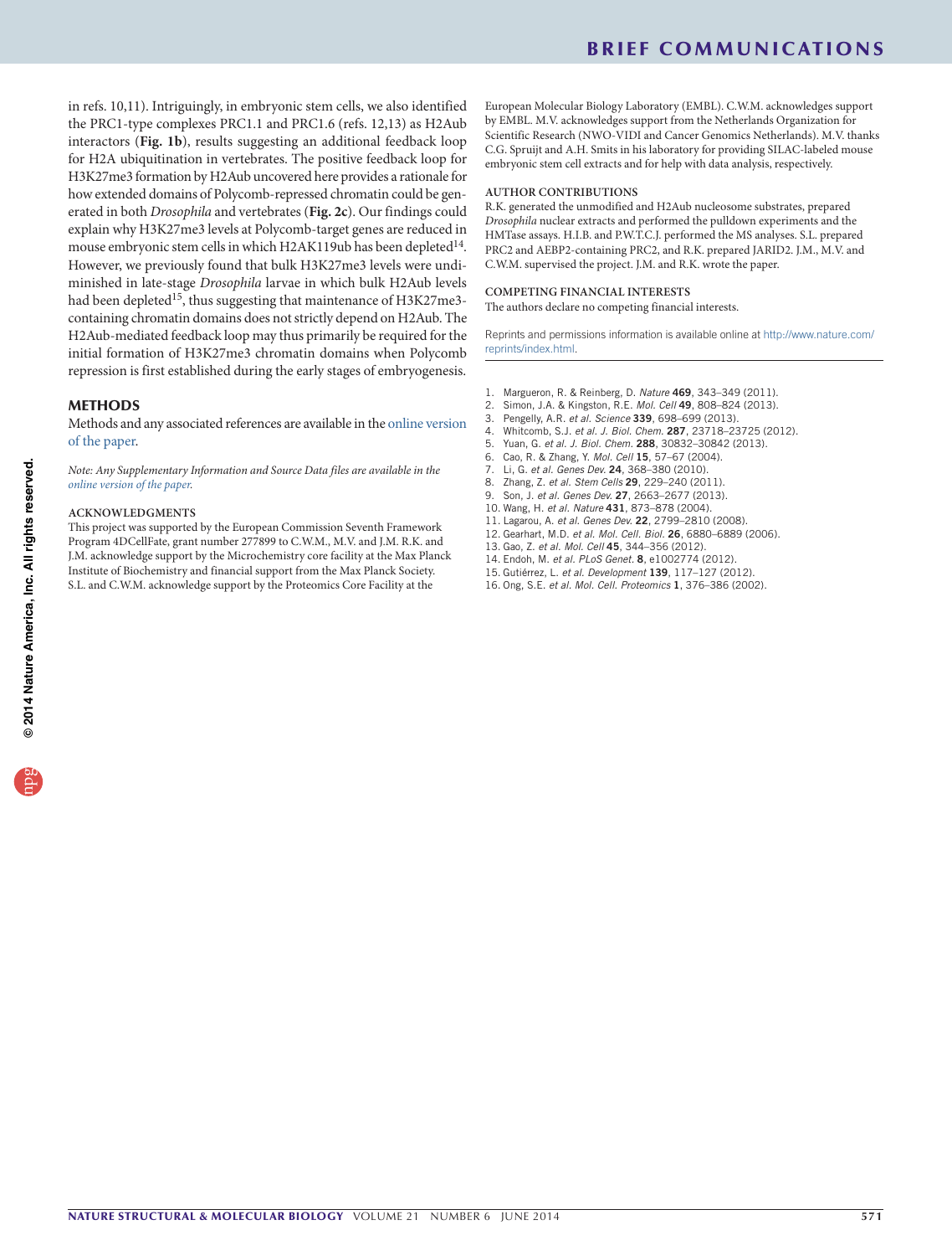in refs. 10,11). Intriguingly, in embryonic stem cells, we also identified the PRC1-type complexes PRC1.1 and PRC1.6 (refs. 12,13) as H2Aub interactors (**Fig. 1b**), results suggesting an additional feedback loop for H2A ubiquitination in vertebrates. The positive feedback loop for H3K27me3 formation by H2Aub uncovered here provides a rationale for how extended domains of Polycomb-repressed chromatin could be generated in both *Drosophila* and vertebrates (**Fig. 2c**). Our findings could explain why H3K27me3 levels at Polycomb-target genes are reduced in mouse embryonic stem cells in which H2AK119ub has been depleted[14]. However, we previously found that bulk H3K27me3 levels were undiminished in late-stage *Drosophila* larvae in which bulk H2Aub levels had been depleted[15], thus suggesting that maintenance of H3K27me3-containing chromatin domains does not strictly depend on H2Aub. The H2Aub-mediated feedback loop may thus primarily be required for the initial formation of H3K27me3 chromatin domains when Polycomb repression is first established during the early stages of embryogenesis.

## METHODS

Methods and any associated references are available in the online version of the paper.

*Note: Any Supplementary Information and Source Data files are available in the online version of the paper.*

### ACKNOWLEDGMENTS

This project was supported by the European Commission Seventh Framework Program 4DCellFate, grant number 277899 to C.W.M., M.V. and J.M. R.K. and J.M. acknowledge support by the Microchemistry core facility at the Max Planck Institute of Biochemistry and financial support from the Max Planck Society. S.L. and C.W.M. acknowledge support by the Proteomics Core Facility at the European Molecular Biology Laboratory (EMBL). C.W.M. acknowledges support by EMBL. M.V. acknowledges support from the Netherlands Organization for Scientific Research (NWO-VIDI and Cancer Genomics Netherlands). M.V. thanks C.G. Spruijt and A.H. Smits in his laboratory for providing SILAC-labeled mouse embryonic stem cell extracts and for help with data analysis, respectively.

### AUTHOR CONTRIBUTIONS

R.K. generated the unmodified and H2Aub nucleosome substrates, prepared *Drosophila* nuclear extracts and performed the pulldown experiments and the HMTase assays. H.I.B. and P.W.T.C.J. performed the MS analyses. S.L. prepared PRC2 and AEBP2-containing PRC2, and R.K. prepared JARID2. J.M., M.V. and C.W.M. supervised the project. J.M. and R.K. wrote the paper.

### COMPETING FINANCIAL INTERESTS

The authors declare no competing financial interests.

Reprints and permissions information is available online at http://www.nature.com/reprints/index.html.

1. Margueron, R. & Reinberg, D. *Nature* **469**, 343–349 (2011).
2. Simon, J.A. & Kingston, R.E. *Mol. Cell* **49**, 808–824 (2013).
3. Pengelly, A.R. *et al. Science* **339**, 698–699 (2013).
4. Whitcomb, S.J. *et al. J. Biol. Chem.* **287**, 23718–23725 (2012).
5. Yuan, G. *et al. J. Biol. Chem.* **288**, 30832–30842 (2013).
6. Cao, R. & Zhang, Y. *Mol. Cell* **15**, 57–67 (2004).
7. Li, G. *et al. Genes Dev.* **24**, 368–380 (2010).
8. Zhang, Z. *et al. Stem Cells* **29**, 229–240 (2011).
9. Son, J. *et al. Genes Dev.* **27**, 2663–2677 (2013).
10. Wang, H. *et al. Nature* **431**, 873–878 (2004).
11. Lagarou, A. *et al. Genes Dev.* **22**, 2799–2810 (2008).
12. Gearhart, M.D. *et al. Mol. Cell. Biol.* **26**, 6880–6889 (2006).
13. Gao, Z. *et al. Mol. Cell* **45**, 344–356 (2012).
14. Endoh, M. *et al. PLoS Genet.* **8**, e1002774 (2012).
15. Gutiérrez, L. *et al. Development* **139**, 117–127 (2012).
16. Ong, S.E. *et al. Mol. Cell. Proteomics* **1**, 376–386 (2002).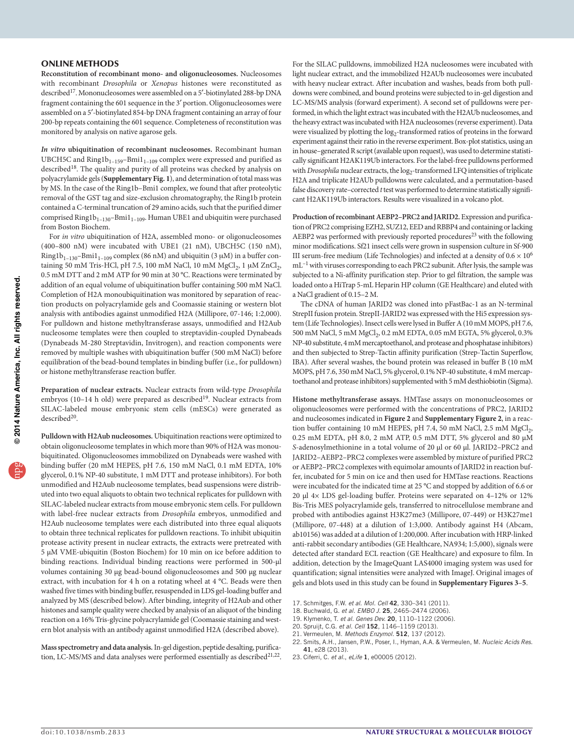## ONLINE METHODS

**Reconstitution of recombinant mono- and oligonucleosomes.** Nucleosomes with recombinant *Drosophila* or *Xenopus* histones were reconstituted as described[17]. Mononucleosomes were assembled on a 5′-biotinylated 288-bp DNA fragment containing the 601 sequence in the 3′ portion. Oligonucleosomes were assembled on a 5′-biotinylated 854-bp DNA fragment containing an array of four 200-bp repeats containing the 601 sequence. Completeness of reconstitution was monitored by analysis on native agarose gels.

***In vitro* ubiquitination of recombinant nucleosomes.** Recombinant human UBCH5C and $Ring1b_{1-159}$–$Bmi1_{1-109}$ complex were expressed and purified as described[18]. The quality and purity of all proteins was checked by analysis on polyacrylamide gels (**Supplementary Fig. 1**), and determination of total mass was by MS. In the case of the Ring1b–Bmi1 complex, we found that after proteolytic removal of the GST tag and size-exclusion chromatography, the Ring1b protein contained a C-terminal truncation of 29 amino acids, such that the purified dimer comprised $Ring1b_{1-130}$–$Bmi1_{1-109}$. Human UBE1 and ubiquitin were purchased from Boston Biochem.

For *in vitro* ubiquitination of H2A, assembled mono- or oligonucleosomes (400–800 nM) were incubated with UBE1 (21 nM), UBCH5C (150 nM), $Ring1b_{1-130}$–$Bmi1_{1-109}$ complex (86 nM) and ubiquitin (3 μM) in a buffer containing 50 mM Tris-HCl, pH 7.5, 100 mM NaCl, 10 mM $MgCl_2$, 1 μM $ZnCl_2$, 0.5 mM DTT and 2 mM ATP for 90 min at 30 °C. Reactions were terminated by addition of an equal volume of ubiquitination buffer containing 500 mM NaCl. Completion of H2A monoubiquitination was monitored by separation of reaction products on polyacrylamide gels and Coomassie staining or western blot analysis with antibodies against unmodified H2A (Millipore, 07-146; 1:2,000). For pulldown and histone methyltransferase assays, unmodified and H2Aub nucleosome templates were then coupled to streptavidin-coupled Dynabeads (Dynabeads M-280 Streptavidin, Invitrogen), and reaction components were removed by multiple washes with ubiquitination buffer (500 mM NaCl) before equilibration of the bead-bound templates in binding buffer (i.e., for pulldown) or histone methyltransferase reaction buffer.

**Preparation of nuclear extracts.** Nuclear extracts from wild-type *Drosophila* embryos (10–14 h old) were prepared as described[19]. Nuclear extracts from SILAC-labeled mouse embryonic stem cells (mESCs) were generated as described[20].

**Pulldown with H2Aub nucleosomes.** Ubiquitination reactions were optimized to obtain oligonucleosome templates in which more than 90% of H2A was monoubiquitinated. Oligonucleosomes immobilized on Dynabeads were washed with binding buffer (20 mM HEPES, pH 7.6, 150 mM NaCl, 0.1 mM EDTA, 10% glycerol, 0.1% NP-40 substitute, 1 mM DTT and protease inhibitors). For both unmodified and H2Aub nucleosome templates, bead suspensions were distributed into two equal aliquots to obtain two technical replicates for pulldown with SILAC-labeled nuclear extracts from mouse embryonic stem cells. For pulldown with label-free nuclear extracts from *Drosophila* embryos, unmodified and H2Aub nucleosome templates were each distributed into three equal aliquots to obtain three technical replicates for pulldown reactions. To inhibit ubiquitin protease activity present in nuclear extracts, the extracts were pretreated with 5 μM VME-ubiquitin (Boston Biochem) for 10 min on ice before addition to binding reactions. Individual binding reactions were performed in 500-μl volumes containing 30 μg bead-bound oligonucleosomes and 500 μg nuclear extract, with incubation for 4 h on a rotating wheel at 4 °C. Beads were then washed five times with binding buffer, resuspended in LDS gel-loading buffer and analyzed by MS (described below). After binding, integrity of H2Aub and other histones and sample quality were checked by analysis of an aliquot of the binding reaction on a 16% Tris-glycine polyacrylamide gel (Coomassie staining and western blot analysis with an antibody against unmodified H2A (described above).

**Mass spectrometry and data analysis.** In-gel digestion, peptide desalting, purification, LC-MS/MS and data analyses were performed essentially as described[21,22].

For the SILAC pulldowns, immobilized H2A nucleosomes were incubated with light nuclear extract, and the immobilized H2AUb nucleosomes were incubated with heavy nuclear extract. After incubation and washes, beads from both pulldowns were combined, and bound proteins were subjected to in-gel digestion and LC-MS/MS analysis (forward experiment). A second set of pulldowns were performed, in which the light extract was incubated with the H2AUb nucleosomes, and the heavy extract was incubated with H2A nucleosomes (reverse experiment). Data were visualized by plotting the $\log_2$-transformed ratios of proteins in the forward experiment against their ratio in the reverse experiment. Box-plot statistics, using an in house–generated R script (available upon request), was used to determine statistically significant H2AK119Ub interactors. For the label-free pulldowns performed with *Drosophila* nuclear extracts, the $\log_2$-transformed LFQ intensities of triplicate H2A and triplicate H2AUb pulldowns were calculated, and a permutation-based false discovery rate–corrected *t* test was performed to determine statistically significant H2AK119Ub interactors. Results were visualized in a volcano plot.

**Production of recombinant AEBP2–PRC2 and JARID2.** Expression and purification of PRC2 comprising EZH2, SUZ12, EED and RBBP4 and containing or lacking AEBP2 was performed with previously reported procedures[23] with the following minor modifications. Sf21 insect cells were grown in suspension culture in Sf-900 III serum-free medium (Life Technologies) and infected at a density of $0.6 \times 10^6$ $mL^{-1}$ with viruses corresponding to each PRC2 subunit. After lysis, the sample was subjected to a Ni-affinity purification step. Prior to gel filtration, the sample was loaded onto a HiTrap 5-mL Heparin HP column (GE Healthcare) and eluted with a NaCl gradient of 0.15–2 M.

The cDNA of human JARID2 was cloned into pFastBac-1 as an N-terminal StrepII fusion protein. StrepII-JARID2 was expressed with the Hi5 expression system (Life Technologies). Insect cells were lysed in Buffer A (10 mM MOPS, pH 7.6, 500 mM NaCl, 5 mM $MgCl_2$, 0.2 mM EDTA, 0.05 mM EGTA, 5% glycerol, 0.3% NP-40 substitute, 4 mM mercaptoethanol, and protease and phosphatase inhibitors) and then subjected to Strep-Tactin affinity purification (Strep-Tactin Superflow, IBA). After several washes, the bound protein was released in buffer B (10 mM MOPS, pH 7.6, 350 mM NaCl, 5% glycerol, 0.1% NP-40 substitute, 4 mM mercaptoethanol and protease inhibitors) supplemented with 5 mM desthiobiotin (Sigma).

**Histone methyltransferase assays.** HMTase assays on mononucleosomes or oligonucleosomes were performed with the concentrations of PRC2, JARID2 and nucleosomes indicated in **Figure 2** and **Supplementary Figure 2**, in a reaction buffer containing 10 mM HEPES, pH 7.4, 50 mM NaCl, 2.5 mM $MgCl_2$, 0.25 mM EDTA, pH 8.0, 2 mM ATP, 0.5 mM DTT, 5% glycerol and 80 μM *S*-adenosylmethionine in a total volume of 20 μl or 60 μl. JARID2–PRC2 and JARID2–AEBP2–PRC2 complexes were assembled by mixture of purified PRC2 or AEBP2–PRC2 complexes with equimolar amounts of JARID2 in reaction buffer, incubated for 5 min on ice and then used for HMTase reactions. Reactions were incubated for the indicated time at 25 °C and stopped by addition of 6.6 or 20 μl 4× LDS gel-loading buffer. Proteins were separated on 4–12% or 12% Bis-Tris MES polyacrylamide gels, transferred to nitrocellulose membrane and probed with antibodies against H3K27me3 (Millipore, 07-449) or H3K27me1 (Millipore, 07-448) at a dilution of 1:3,000. Antibody against H4 (Abcam, ab10156) was added at a dilution of 1:200,000. After incubation with HRP-linked anti-rabbit secondary antibodies (GE Healthcare, NA934; 1:5,000), signals were detected after standard ECL reaction (GE Healthcare) and exposure to film. In addition, detection by the ImageQuant LAS4000 imaging system was used for quantification; signal intensities were analyzed with ImageJ. Original images of gels and blots used in this study can be found in **Supplementary Figures 3–5**.

17. Schmitges, F.W. *et al. Mol. Cell* **42**, 330–341 (2011).
18. Buchwald, G. *et al. EMBO J.* **25**, 2465–2474 (2006).
19. Klymenko, T. *et al. Genes Dev.* **20**, 1110–1122 (2006).
20. Spruijt, C.G. *et al. Cell* **152**, 1146–1159 (2013).
21. Vermeulen, M. *Methods Enzymol.* **512**, 137 (2012).
22. Smits, A.H., Jansen, P.W., Poser, I., Hyman, A.A. & Vermeulen, M. *Nucleic Acids Res.* **41**, e28 (2013).
23. Ciferri, C. *et al.*, *eLife* **1**, e00005 (2012).